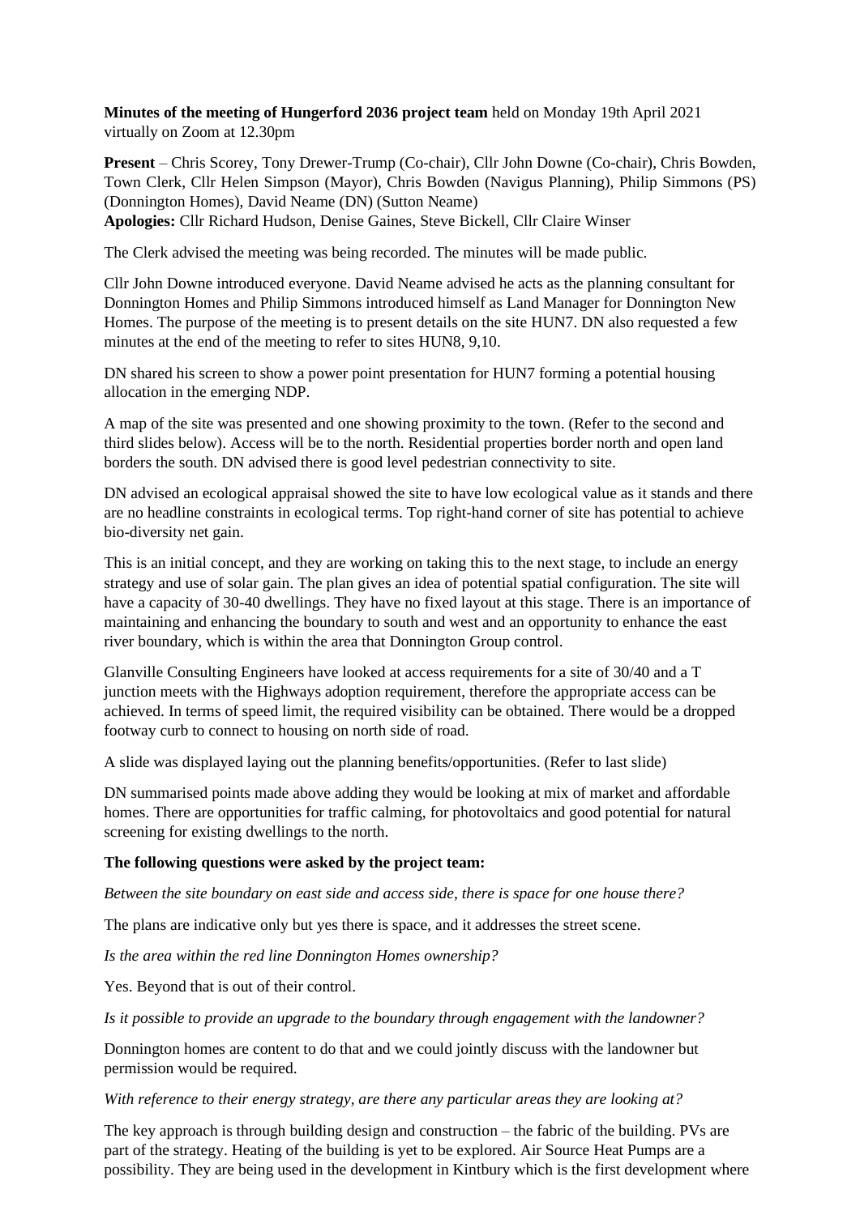**Minutes of the meeting of Hungerford 2036 project team** held on Monday 19th April 2021 virtually on Zoom at 12.30pm

**Present** – Chris Scorey, Tony Drewer-Trump (Co-chair), Cllr John Downe (Co-chair), Chris Bowden, Town Clerk, Cllr Helen Simpson (Mayor), Chris Bowden (Navigus Planning), Philip Simmons (PS) (Donnington Homes), David Neame (DN) (Sutton Neame)
**Apologies:** Cllr Richard Hudson, Denise Gaines, Steve Bickell, Cllr Claire Winser

The Clerk advised the meeting was being recorded. The minutes will be made public.

Cllr John Downe introduced everyone. David Neame advised he acts as the planning consultant for Donnington Homes and Philip Simmons introduced himself as Land Manager for Donnington New Homes. The purpose of the meeting is to present details on the site HUN7. DN also requested a few minutes at the end of the meeting to refer to sites HUN8, 9,10.

DN shared his screen to show a power point presentation for HUN7 forming a potential housing allocation in the emerging NDP.

A map of the site was presented and one showing proximity to the town. (Refer to the second and third slides below). Access will be to the north. Residential properties border north and open land borders the south. DN advised there is good level pedestrian connectivity to site.

DN advised an ecological appraisal showed the site to have low ecological value as it stands and there are no headline constraints in ecological terms. Top right-hand corner of site has potential to achieve bio-diversity net gain.

This is an initial concept, and they are working on taking this to the next stage, to include an energy strategy and use of solar gain. The plan gives an idea of potential spatial configuration. The site will have a capacity of 30-40 dwellings. They have no fixed layout at this stage. There is an importance of maintaining and enhancing the boundary to south and west and an opportunity to enhance the east river boundary, which is within the area that Donnington Group control.

Glanville Consulting Engineers have looked at access requirements for a site of 30/40 and a T junction meets with the Highways adoption requirement, therefore the appropriate access can be achieved. In terms of speed limit, the required visibility can be obtained. There would be a dropped footway curb to connect to housing on north side of road.

A slide was displayed laying out the planning benefits/opportunities. (Refer to last slide)

DN summarised points made above adding they would be looking at mix of market and affordable homes. There are opportunities for traffic calming, for photovoltaics and good potential for natural screening for existing dwellings to the north.

**The following questions were asked by the project team:**

*Between the site boundary on east side and access side, there is space for one house there?*

The plans are indicative only but yes there is space, and it addresses the street scene.

*Is the area within the red line Donnington Homes ownership?*

Yes. Beyond that is out of their control.

*Is it possible to provide an upgrade to the boundary through engagement with the landowner?*

Donnington homes are content to do that and we could jointly discuss with the landowner but permission would be required.

*With reference to their energy strategy, are there any particular areas they are looking at?*

The key approach is through building design and construction – the fabric of the building. PVs are part of the strategy. Heating of the building is yet to be explored. Air Source Heat Pumps are a possibility. They are being used in the development in Kintbury which is the first development where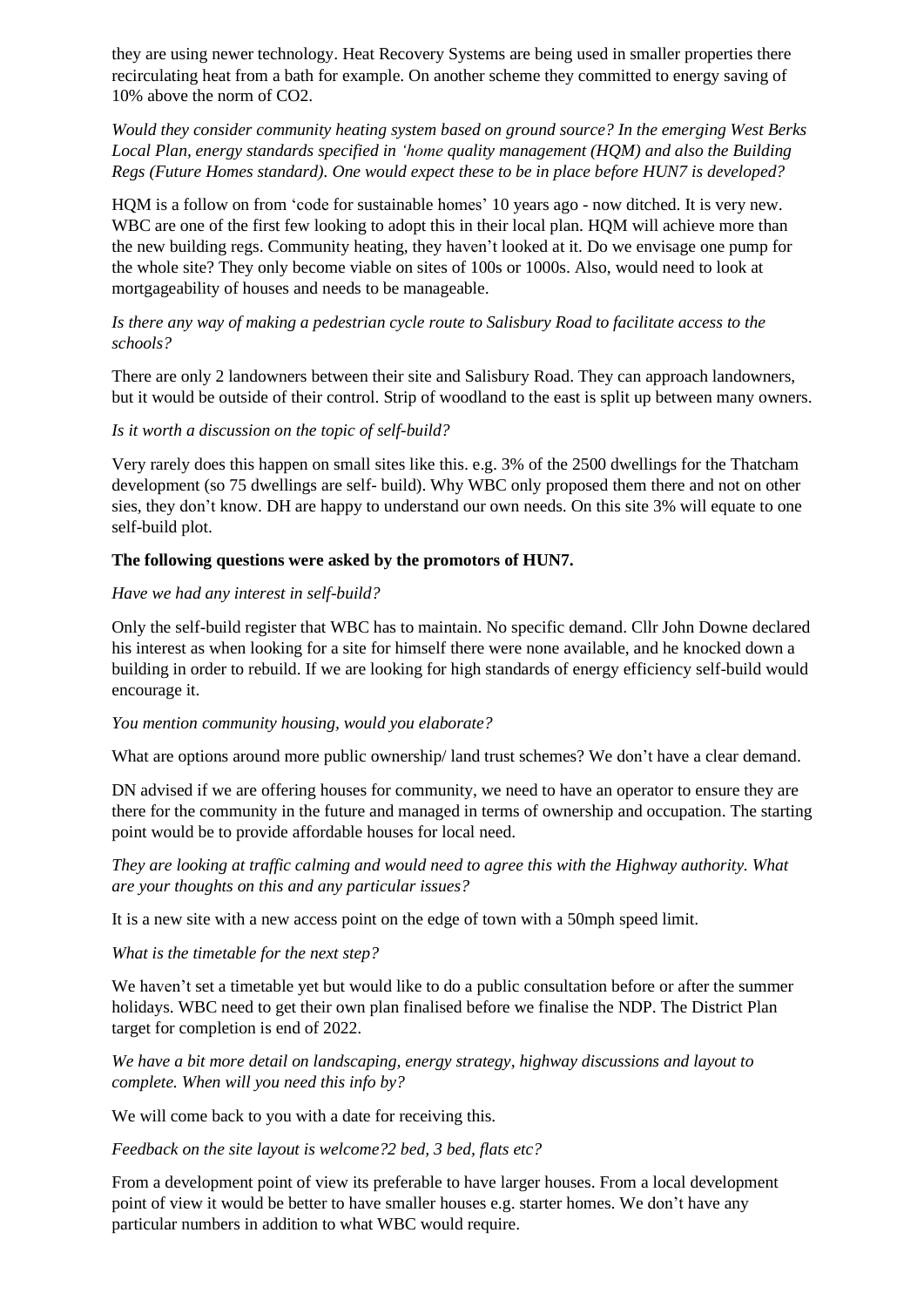they are using newer technology. Heat Recovery Systems are being used in smaller properties there recirculating heat from a bath for example. On another scheme they committed to energy saving of 10% above the norm of CO2.

*Would they consider community heating system based on ground source? In the emerging West Berks Local Plan, energy standards specified in 'home quality management (HQM) and also the Building Regs (Future Homes standard). One would expect these to be in place before HUN7 is developed?*

HQM is a follow on from 'code for sustainable homes' 10 years ago - now ditched. It is very new. WBC are one of the first few looking to adopt this in their local plan. HQM will achieve more than the new building regs. Community heating, they haven't looked at it. Do we envisage one pump for the whole site? They only become viable on sites of 100s or 1000s. Also, would need to look at mortgageability of houses and needs to be manageable.

*Is there any way of making a pedestrian cycle route to Salisbury Road to facilitate access to the schools?*

There are only 2 landowners between their site and Salisbury Road. They can approach landowners, but it would be outside of their control. Strip of woodland to the east is split up between many owners.

*Is it worth a discussion on the topic of self-build?*

Very rarely does this happen on small sites like this. e.g. 3% of the 2500 dwellings for the Thatcham development (so 75 dwellings are self- build). Why WBC only proposed them there and not on other sies, they don't know. DH are happy to understand our own needs. On this site 3% will equate to one self-build plot.

**The following questions were asked by the promotors of HUN7.**

*Have we had any interest in self-build?*

Only the self-build register that WBC has to maintain. No specific demand. Cllr John Downe declared his interest as when looking for a site for himself there were none available, and he knocked down a building in order to rebuild. If we are looking for high standards of energy efficiency self-build would encourage it.

*You mention community housing, would you elaborate?*

What are options around more public ownership/ land trust schemes? We don't have a clear demand.

DN advised if we are offering houses for community, we need to have an operator to ensure they are there for the community in the future and managed in terms of ownership and occupation. The starting point would be to provide affordable houses for local need.

*They are looking at traffic calming and would need to agree this with the Highway authority. What are your thoughts on this and any particular issues?*

It is a new site with a new access point on the edge of town with a 50mph speed limit.

*What is the timetable for the next step?*

We haven't set a timetable yet but would like to do a public consultation before or after the summer holidays. WBC need to get their own plan finalised before we finalise the NDP. The District Plan target for completion is end of 2022.

*We have a bit more detail on landscaping, energy strategy, highway discussions and layout to complete. When will you need this info by?*

We will come back to you with a date for receiving this.

*Feedback on the site layout is welcome?2 bed, 3 bed, flats etc?*

From a development point of view its preferable to have larger houses. From a local development point of view it would be better to have smaller houses e.g. starter homes. We don't have any particular numbers in addition to what WBC would require.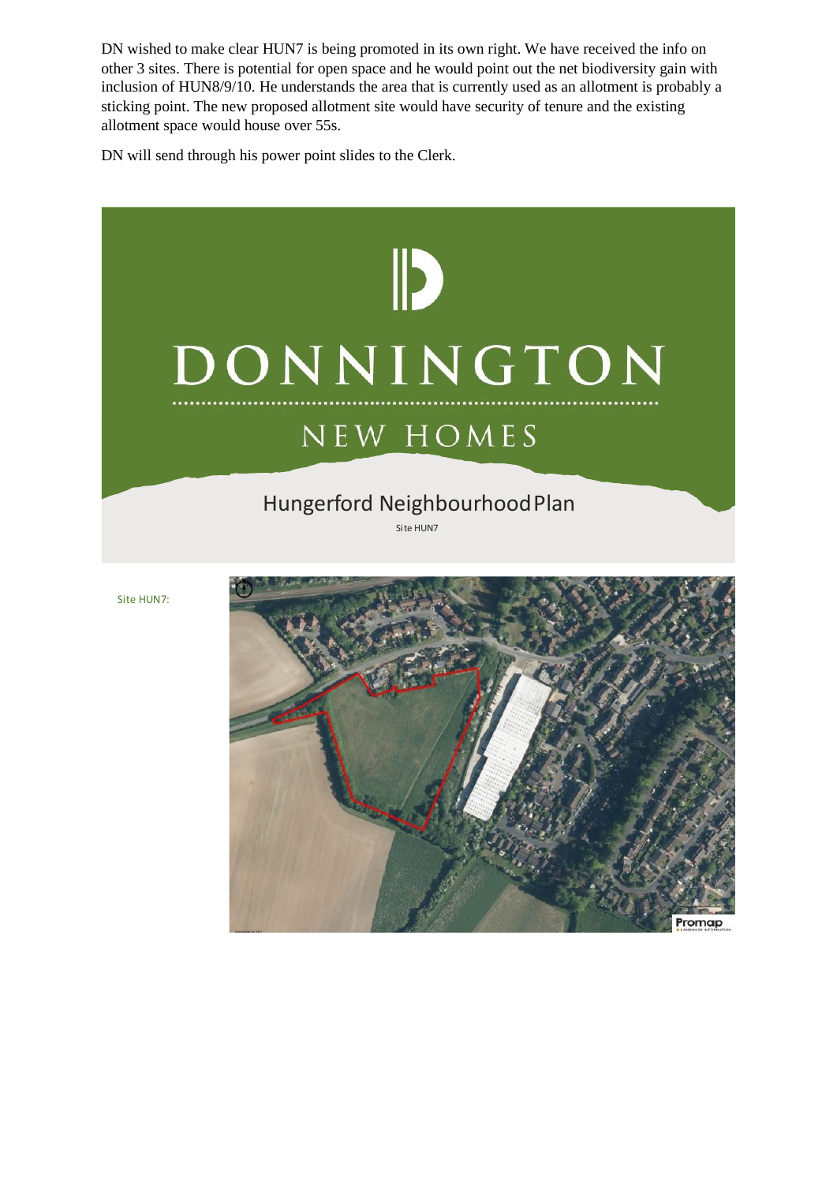DN wished to make clear HUN7 is being promoted in its own right. We have received the info on other 3 sites. There is potential for open space and he would point out the net biodiversity gain with inclusion of HUN8/9/10. He understands the area that is currently used as an allotment is probably a sticking point. The new proposed allotment site would have security of tenure and the existing allotment space would house over 55s.

DN will send through his power point slides to the Clerk.

DONNINGTON

NEW HOMES

Hungerford Neighbourhood Plan

Site HUN7

Site HUN7:

Promap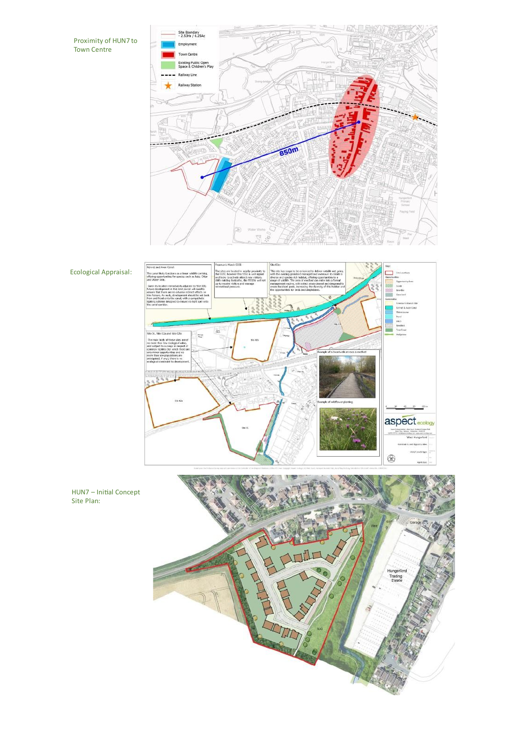Proximity of HUN7 to Town Centre

Ecological Appraisal:

HUN7 – Initial Concept Site Plan: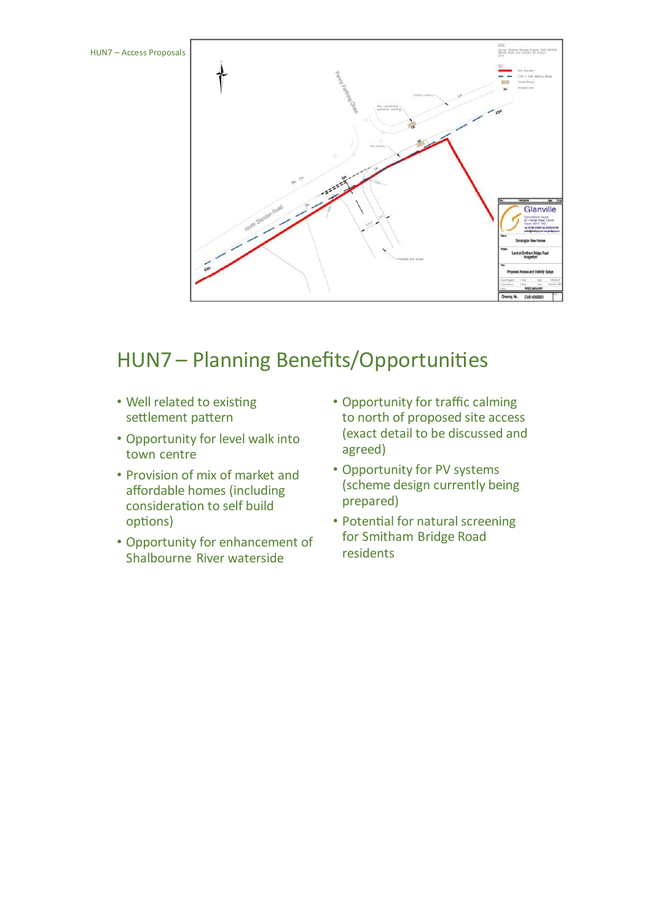HUN7 – Access Proposals

## HUN7 – Planning Benefits/Opportunities

- Well related to existing settlement pattern
- Opportunity for level walk into town centre
- Provision of mix of market and affordable homes (including consideration to self build options)
- Opportunity for enhancement of Shalbourne River waterside
- Opportunity for traffic calming to north of proposed site access (exact detail to be discussed and agreed)
- Opportunity for PV systems (scheme design currently being prepared)
- Potential for natural screening for Smitham Bridge Road residents